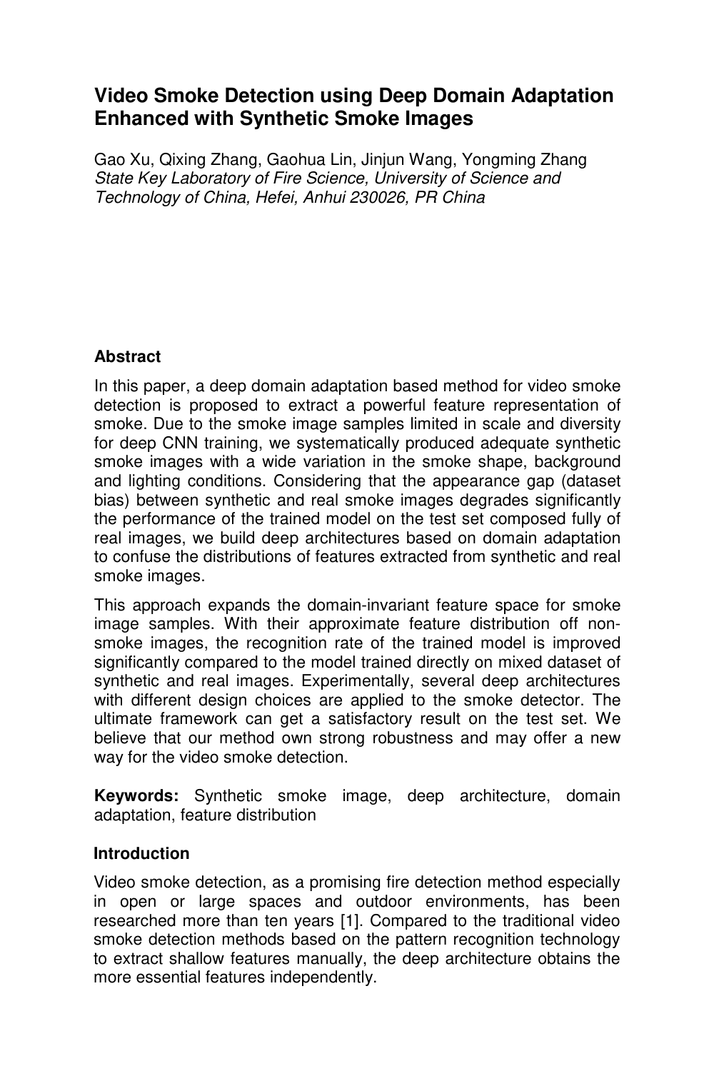# Video Smoke Detection using Deep Domain Adaptation Enhanced with Synthetic Smoke Images

Gao Xu, Qixing Zhang, Gaohua Lin, Jinjun Wang, Yongming Zhang
*State Key Laboratory of Fire Science, University of Science and Technology of China, Hefei, Anhui 230026, PR China*

## Abstract

In this paper, a deep domain adaptation based method for video smoke detection is proposed to extract a powerful feature representation of smoke. Due to the smoke image samples limited in scale and diversity for deep CNN training, we systematically produced adequate synthetic smoke images with a wide variation in the smoke shape, background and lighting conditions. Considering that the appearance gap (dataset bias) between synthetic and real smoke images degrades significantly the performance of the trained model on the test set composed fully of real images, we build deep architectures based on domain adaptation to confuse the distributions of features extracted from synthetic and real smoke images.

This approach expands the domain-invariant feature space for smoke image samples. With their approximate feature distribution off non-smoke images, the recognition rate of the trained model is improved significantly compared to the model trained directly on mixed dataset of synthetic and real images. Experimentally, several deep architectures with different design choices are applied to the smoke detector. The ultimate framework can get a satisfactory result on the test set. We believe that our method own strong robustness and may offer a new way for the video smoke detection.

**Keywords:** Synthetic smoke image, deep architecture, domain adaptation, feature distribution

## Introduction

Video smoke detection, as a promising fire detection method especially in open or large spaces and outdoor environments, has been researched more than ten years [1]. Compared to the traditional video smoke detection methods based on the pattern recognition technology to extract shallow features manually, the deep architecture obtains the more essential features independently.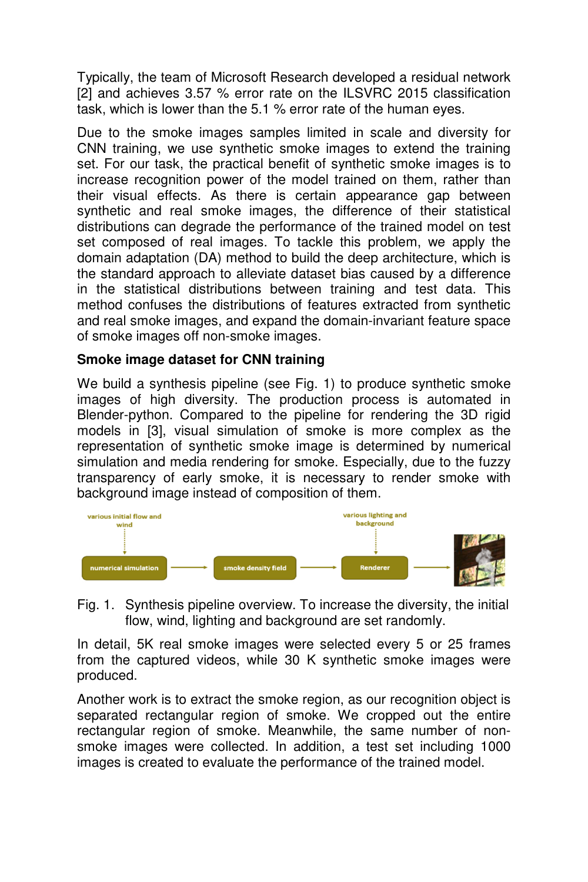Typically, the team of Microsoft Research developed a residual network [2] and achieves 3.57 % error rate on the ILSVRC 2015 classification task, which is lower than the 5.1 % error rate of the human eyes.

Due to the smoke images samples limited in scale and diversity for CNN training, we use synthetic smoke images to extend the training set. For our task, the practical benefit of synthetic smoke images is to increase recognition power of the model trained on them, rather than their visual effects. As there is certain appearance gap between synthetic and real smoke images, the difference of their statistical distributions can degrade the performance of the trained model on test set composed of real images. To tackle this problem, we apply the domain adaptation (DA) method to build the deep architecture, which is the standard approach to alleviate dataset bias caused by a difference in the statistical distributions between training and test data. This method confuses the distributions of features extracted from synthetic and real smoke images, and expand the domain-invariant feature space of smoke images off non-smoke images.

**Smoke image dataset for CNN training**

We build a synthesis pipeline (see Fig. 1) to produce synthetic smoke images of high diversity. The production process is automated in Blender-python. Compared to the pipeline for rendering the 3D rigid models in [3], visual simulation of smoke is more complex as the representation of synthetic smoke image is determined by numerical simulation and media rendering for smoke. Especially, due to the fuzzy transparency of early smoke, it is necessary to render smoke with background image instead of composition of them.

various initial flow and wind

numerical simulation

smoke density field

various lighting and background

Renderer

Fig. 1. Synthesis pipeline overview. To increase the diversity, the initial flow, wind, lighting and background are set randomly.

In detail, 5K real smoke images were selected every 5 or 25 frames from the captured videos, while 30 K synthetic smoke images were produced.

Another work is to extract the smoke region, as our recognition object is separated rectangular region of smoke. We cropped out the entire rectangular region of smoke. Meanwhile, the same number of non-smoke images were collected. In addition, a test set including 1000 images is created to evaluate the performance of the trained model.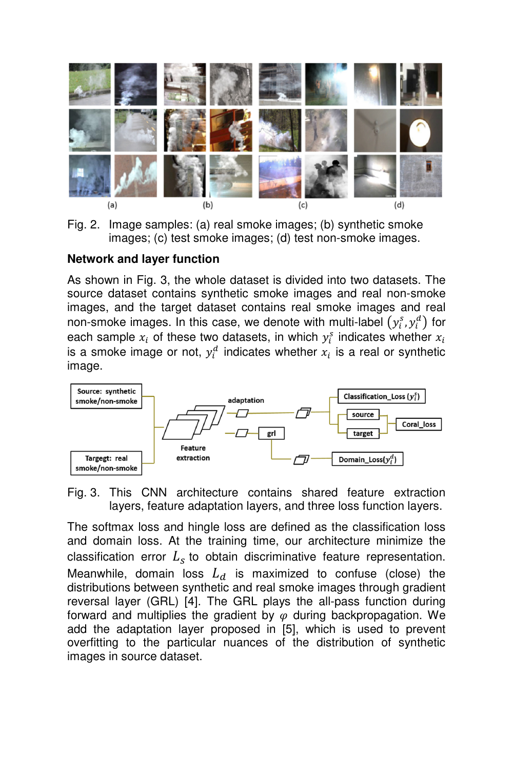(a) (b) (c) (d)

Fig. 2. Image samples: (a) real smoke images; (b) synthetic smoke images; (c) test smoke images; (d) test non-smoke images.

**Network and layer function**

As shown in Fig. 3, the whole dataset is divided into two datasets. The source dataset contains synthetic smoke images and real non-smoke images, and the target dataset contains real smoke images and real non-smoke images. In this case, we denote with multi-label $(y_i^s, y_i^d)$ for each sample $x_i$ of these two datasets, in which $y_i^s$ indicates whether $x_i$ is a smoke image or not, $y_i^d$ indicates whether $x_i$ is a real or synthetic image.

Source: synthetic smoke/non-smoke

Targegt: real smoke/non-smoke

Feature extraction

adaptation

grl

Classification_Loss ($y_i^s$)

source

target

Coral_loss

Domain_Loss($y_i^d$)

Fig. 3. This CNN architecture contains shared feature extraction layers, feature adaptation layers, and three loss function layers.

The softmax loss and hingle loss are defined as the classification loss and domain loss. At the training time, our architecture minimize the classification error $L_s$ to obtain discriminative feature representation. Meanwhile, domain loss $L_d$ is maximized to confuse (close) the distributions between synthetic and real smoke images through gradient reversal layer (GRL) [4]. The GRL plays the all-pass function during forward and multiplies the gradient by $\varphi$ during backpropagation. We add the adaptation layer proposed in [5], which is used to prevent overfitting to the particular nuances of the distribution of synthetic images in source dataset.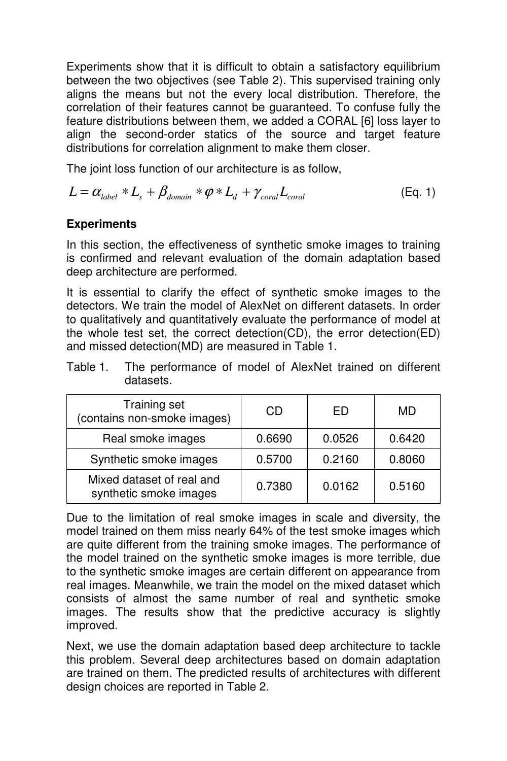Experiments show that it is difficult to obtain a satisfactory equilibrium between the two objectives (see Table 2). This supervised training only aligns the means but not the every local distribution. Therefore, the correlation of their features cannot be guaranteed. To confuse fully the feature distributions between them, we added a CORAL [6] loss layer to align the second-order statics of the source and target feature distributions for correlation alignment to make them closer.

The joint loss function of our architecture is as follow,

$$L = \alpha_{label} * L_s + \beta_{domain} * \varphi * L_d + \gamma_{coral} L_{coral} \tag{Eq. 1}$$

### Experiments

In this section, the effectiveness of synthetic smoke images to training is confirmed and relevant evaluation of the domain adaptation based deep architecture are performed.

It is essential to clarify the effect of synthetic smoke images to the detectors. We train the model of AlexNet on different datasets. In order to qualitatively and quantitatively evaluate the performance of model at the whole test set, the correct detection(CD), the error detection(ED) and missed detection(MD) are measured in Table 1.

Table 1. The performance of model of AlexNet trained on different datasets.

| Training set (contains non-smoke images) | CD | ED | MD |
|---|---|---|---|
| Real smoke images | 0.6690 | 0.0526 | 0.6420 |
| Synthetic smoke images | 0.5700 | 0.2160 | 0.8060 |
| Mixed dataset of real and synthetic smoke images | 0.7380 | 0.0162 | 0.5160 |

Due to the limitation of real smoke images in scale and diversity, the model trained on them miss nearly 64% of the test smoke images which are quite different from the training smoke images. The performance of the model trained on the synthetic smoke images is more terrible, due to the synthetic smoke images are certain different on appearance from real images. Meanwhile, we train the model on the mixed dataset which consists of almost the same number of real and synthetic smoke images. The results show that the predictive accuracy is slightly improved.

Next, we use the domain adaptation based deep architecture to tackle this problem. Several deep architectures based on domain adaptation are trained on them. The predicted results of architectures with different design choices are reported in Table 2.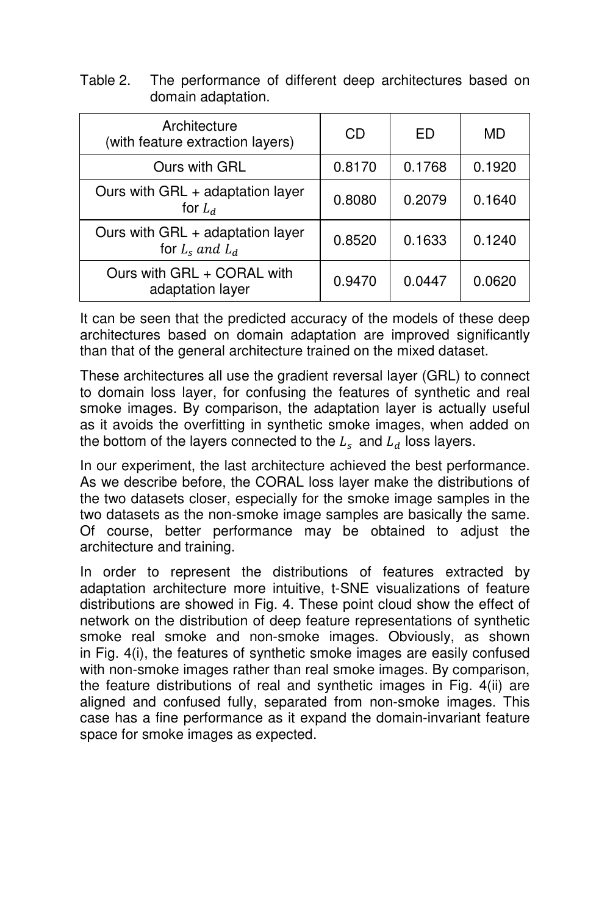Table 2. The performance of different deep architectures based on domain adaptation.

| Architecture (with feature extraction layers) | CD | ED | MD |
|---|---|---|---|
| Ours with GRL | 0.8170 | 0.1768 | 0.1920 |
| Ours with GRL + adaptation layer for $L_d$ | 0.8080 | 0.2079 | 0.1640 |
| Ours with GRL + adaptation layer for $L_s$ $and$ $L_d$ | 0.8520 | 0.1633 | 0.1240 |
| Ours with GRL + CORAL with adaptation layer | 0.9470 | 0.0447 | 0.0620 |

It can be seen that the predicted accuracy of the models of these deep architectures based on domain adaptation are improved significantly than that of the general architecture trained on the mixed dataset.

These architectures all use the gradient reversal layer (GRL) to connect to domain loss layer, for confusing the features of synthetic and real smoke images. By comparison, the adaptation layer is actually useful as it avoids the overfitting in synthetic smoke images, when added on the bottom of the layers connected to the $L_s$ and $L_d$ loss layers.

In our experiment, the last architecture achieved the best performance. As we describe before, the CORAL loss layer make the distributions of the two datasets closer, especially for the smoke image samples in the two datasets as the non-smoke image samples are basically the same. Of course, better performance may be obtained to adjust the architecture and training.

In order to represent the distributions of features extracted by adaptation architecture more intuitive, t-SNE visualizations of feature distributions are showed in Fig. 4. These point cloud show the effect of network on the distribution of deep feature representations of synthetic smoke real smoke and non-smoke images. Obviously, as shown in Fig. 4(i), the features of synthetic smoke images are easily confused with non-smoke images rather than real smoke images. By comparison, the feature distributions of real and synthetic images in Fig. 4(ii) are aligned and confused fully, separated from non-smoke images. This case has a fine performance as it expand the domain-invariant feature space for smoke images as expected.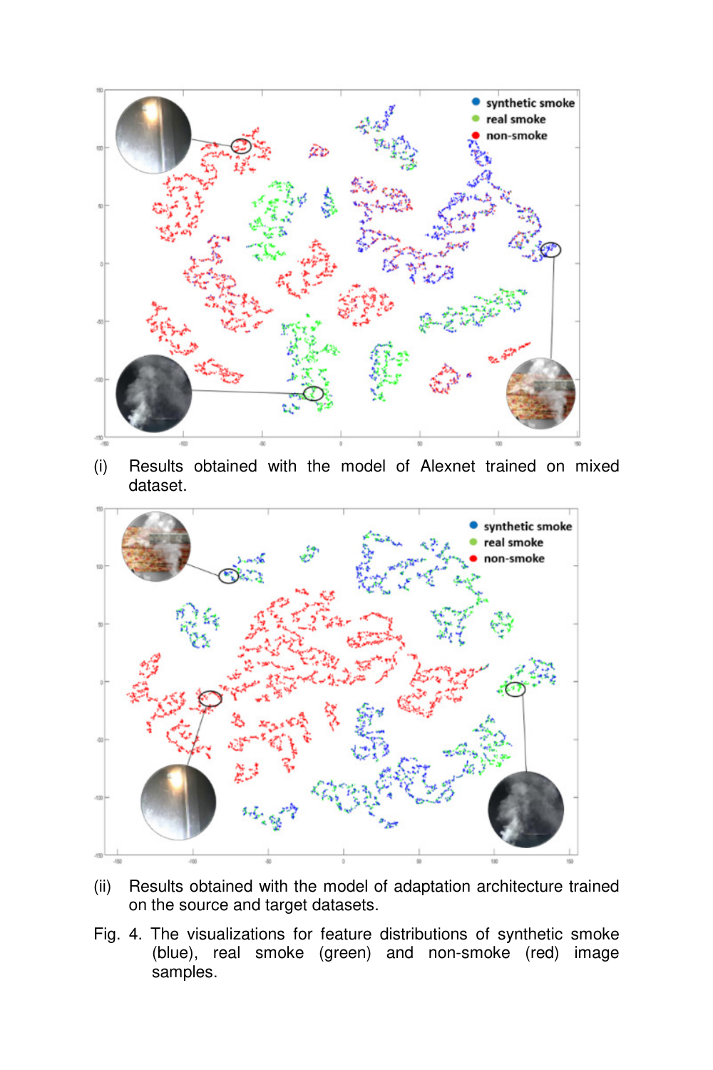synthetic smoke
real smoke
non-smoke

(i) Results obtained with the model of Alexnet trained on mixed dataset.

synthetic smoke
real smoke
non-smoke

(ii) Results obtained with the model of adaptation architecture trained on the source and target datasets.

Fig. 4. The visualizations for feature distributions of synthetic smoke (blue), real smoke (green) and non-smoke (red) image samples.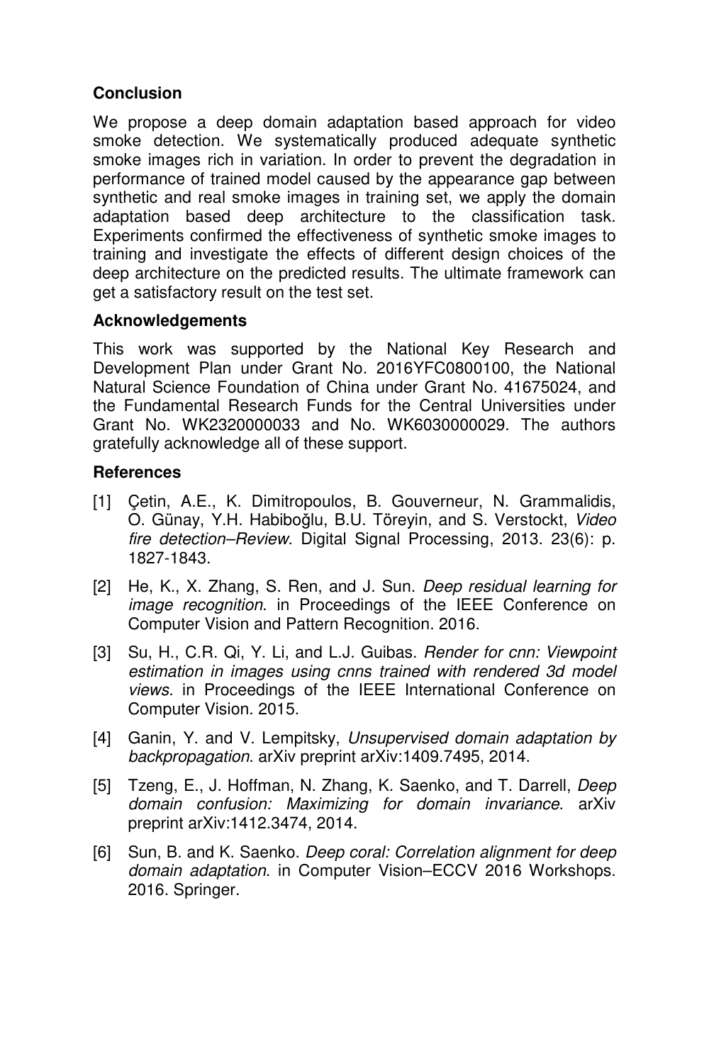## Conclusion

We propose a deep domain adaptation based approach for video smoke detection. We systematically produced adequate synthetic smoke images rich in variation. In order to prevent the degradation in performance of trained model caused by the appearance gap between synthetic and real smoke images in training set, we apply the domain adaptation based deep architecture to the classification task. Experiments confirmed the effectiveness of synthetic smoke images to training and investigate the effects of different design choices of the deep architecture on the predicted results. The ultimate framework can get a satisfactory result on the test set.

## Acknowledgements

This work was supported by the National Key Research and Development Plan under Grant No. 2016YFC0800100, the National Natural Science Foundation of China under Grant No. 41675024, and the Fundamental Research Funds for the Central Universities under Grant No. WK2320000033 and No. WK6030000029. The authors gratefully acknowledge all of these support.

## References

[1] Çetin, A.E., K. Dimitropoulos, B. Gouverneur, N. Grammalidis, O. Günay, Y.H. Habiboğlu, B.U. Töreyin, and S. Verstockt, *Video fire detection–Review*. Digital Signal Processing, 2013. 23(6): p. 1827-1843.

[2] He, K., X. Zhang, S. Ren, and J. Sun. *Deep residual learning for image recognition*. in Proceedings of the IEEE Conference on Computer Vision and Pattern Recognition. 2016.

[3] Su, H., C.R. Qi, Y. Li, and L.J. Guibas. *Render for cnn: Viewpoint estimation in images using cnns trained with rendered 3d model views*. in Proceedings of the IEEE International Conference on Computer Vision. 2015.

[4] Ganin, Y. and V. Lempitsky, *Unsupervised domain adaptation by backpropagation*. arXiv preprint arXiv:1409.7495, 2014.

[5] Tzeng, E., J. Hoffman, N. Zhang, K. Saenko, and T. Darrell, *Deep domain confusion: Maximizing for domain invariance*. arXiv preprint arXiv:1412.3474, 2014.

[6] Sun, B. and K. Saenko. *Deep coral: Correlation alignment for deep domain adaptation*. in Computer Vision–ECCV 2016 Workshops. 2016. Springer.